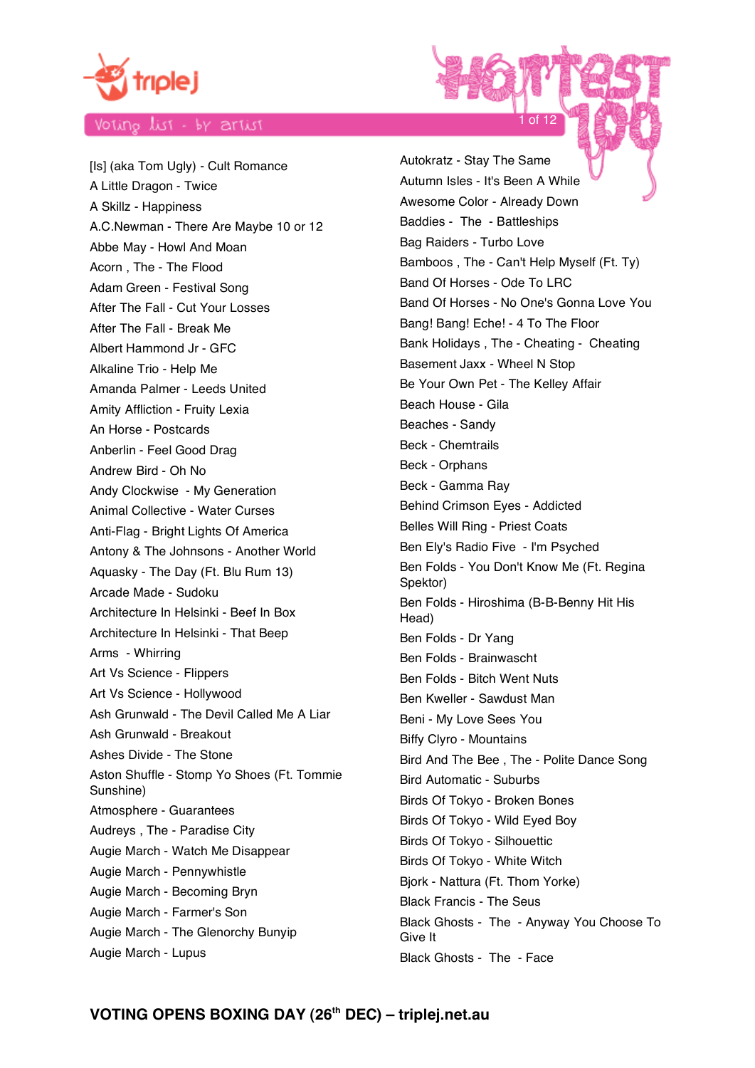# triple j Hottest 100

## Voting list - by artist

[Is] (aka Tom Ugly) - Cult Romance
A Little Dragon - Twice
A Skillz - Happiness
A.C.Newman - There Are Maybe 10 or 12
Abbe May - Howl And Moan
Acorn , The - The Flood
Adam Green - Festival Song
After The Fall - Cut Your Losses
After The Fall - Break Me
Albert Hammond Jr - GFC
Alkaline Trio - Help Me
Amanda Palmer - Leeds United
Amity Affliction - Fruity Lexia
An Horse - Postcards
Anberlin - Feel Good Drag
Andrew Bird - Oh No
Andy Clockwise - My Generation
Animal Collective - Water Curses
Anti-Flag - Bright Lights Of America
Antony & The Johnsons - Another World
Aquasky - The Day (Ft. Blu Rum 13)
Arcade Made - Sudoku
Architecture In Helsinki - Beef In Box
Architecture In Helsinki - That Beep
Arms - Whirring
Art Vs Science - Flippers
Art Vs Science - Hollywood
Ash Grunwald - The Devil Called Me A Liar
Ash Grunwald - Breakout
Ashes Divide - The Stone
Aston Shuffle - Stomp Yo Shoes (Ft. Tommie Sunshine)
Atmosphere - Guarantees
Audreys , The - Paradise City
Augie March - Watch Me Disappear
Augie March - Pennywhistle
Augie March - Becoming Bryn
Augie March - Farmer's Son
Augie March - The Glenorchy Bunyip
Augie March - Lupus
Autokratz - Stay The Same
Autumn Isles - It's Been A While
Awesome Color - Already Down
Baddies - The - Battleships
Bag Raiders - Turbo Love
Bamboos , The - Can't Help Myself (Ft. Ty)
Band Of Horses - Ode To LRC
Band Of Horses - No One's Gonna Love You
Bang! Bang! Eche! - 4 To The Floor
Bank Holidays , The - Cheating - Cheating
Basement Jaxx - Wheel N Stop
Be Your Own Pet - The Kelley Affair
Beach House - Gila
Beaches - Sandy
Beck - Chemtrails
Beck - Orphans
Beck - Gamma Ray
Behind Crimson Eyes - Addicted
Belles Will Ring - Priest Coats
Ben Ely's Radio Five - I'm Psyched
Ben Folds - You Don't Know Me (Ft. Regina Spektor)
Ben Folds - Hiroshima (B-B-Benny Hit His Head)
Ben Folds - Dr Yang
Ben Folds - Brainwascht
Ben Folds - Bitch Went Nuts
Ben Kweller - Sawdust Man
Beni - My Love Sees You
Biffy Clyro - Mountains
Bird And The Bee , The - Polite Dance Song
Bird Automatic - Suburbs
Birds Of Tokyo - Broken Bones
Birds Of Tokyo - Wild Eyed Boy
Birds Of Tokyo - Silhouettic
Birds Of Tokyo - White Witch
Bjork - Nattura (Ft. Thom Yorke)
Black Francis - The Seus
Black Ghosts - The - Anyway You Choose To Give It
Black Ghosts - The - Face

**VOTING OPENS BOXING DAY (26th DEC) – triplej.net.au**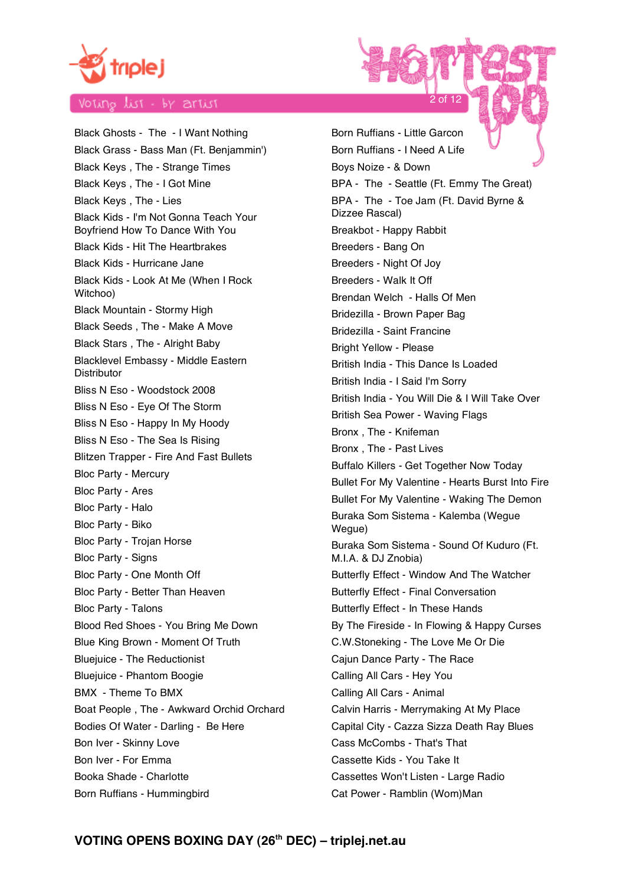Voting list - by artist

Black Ghosts - The - I Want Nothing
Black Grass - Bass Man (Ft. Benjammin')
Black Keys , The - Strange Times
Black Keys , The - I Got Mine
Black Keys , The - Lies
Black Kids - I'm Not Gonna Teach Your Boyfriend How To Dance With You
Black Kids - Hit The Heartbrakes
Black Kids - Hurricane Jane
Black Kids - Look At Me (When I Rock Witchoo)
Black Mountain - Stormy High
Black Seeds , The - Make A Move
Black Stars , The - Alright Baby
Blacklevel Embassy - Middle Eastern Distributor
Bliss N Eso - Woodstock 2008
Bliss N Eso - Eye Of The Storm
Bliss N Eso - Happy In My Hoody
Bliss N Eso - The Sea Is Rising
Blitzen Trapper - Fire And Fast Bullets
Bloc Party - Mercury
Bloc Party - Ares
Bloc Party - Halo
Bloc Party - Biko
Bloc Party - Trojan Horse
Bloc Party - Signs
Bloc Party - One Month Off
Bloc Party - Better Than Heaven
Bloc Party - Talons
Blood Red Shoes - You Bring Me Down
Blue King Brown - Moment Of Truth
Bluejuice - The Reductionist
Bluejuice - Phantom Boogie
BMX - Theme To BMX
Boat People , The - Awkward Orchid Orchard
Bodies Of Water - Darling - Be Here
Bon Iver - Skinny Love
Bon Iver - For Emma
Booka Shade - Charlotte
Born Ruffians - Hummingbird
Born Ruffians - Little Garcon
Born Ruffians - I Need A Life
Boys Noize - & Down
BPA - The - Seattle (Ft. Emmy The Great)
BPA - The - Toe Jam (Ft. David Byrne & Dizzee Rascal)
Breakbot - Happy Rabbit
Breeders - Bang On
Breeders - Night Of Joy
Breeders - Walk It Off
Brendan Welch - Halls Of Men
Bridezilla - Brown Paper Bag
Bridezilla - Saint Francine
Bright Yellow - Please
British India - This Dance Is Loaded
British India - I Said I'm Sorry
British India - You Will Die & I Will Take Over
British Sea Power - Waving Flags
Bronx , The - Knifeman
Bronx , The - Past Lives
Buffalo Killers - Get Together Now Today
Bullet For My Valentine - Hearts Burst Into Fire
Bullet For My Valentine - Waking The Demon
Buraka Som Sistema - Kalemba (Wegue Wegue)
Buraka Som Sistema - Sound Of Kuduro (Ft. M.I.A. & DJ Znobia)
Butterfly Effect - Window And The Watcher
Butterfly Effect - Final Conversation
Butterfly Effect - In These Hands
By The Fireside - In Flowing & Happy Curses
C.W.Stoneking - The Love Me Or Die
Cajun Dance Party - The Race
Calling All Cars - Hey You
Calling All Cars - Animal
Calvin Harris - Merrymaking At My Place
Capital City - Cazza Sizza Death Ray Blues
Cass McCombs - That's That
Cassette Kids - You Take It
Cassettes Won't Listen - Large Radio
Cat Power - Ramblin (Wom)Man

**VOTING OPENS BOXING DAY (26th DEC) – triplej.net.au**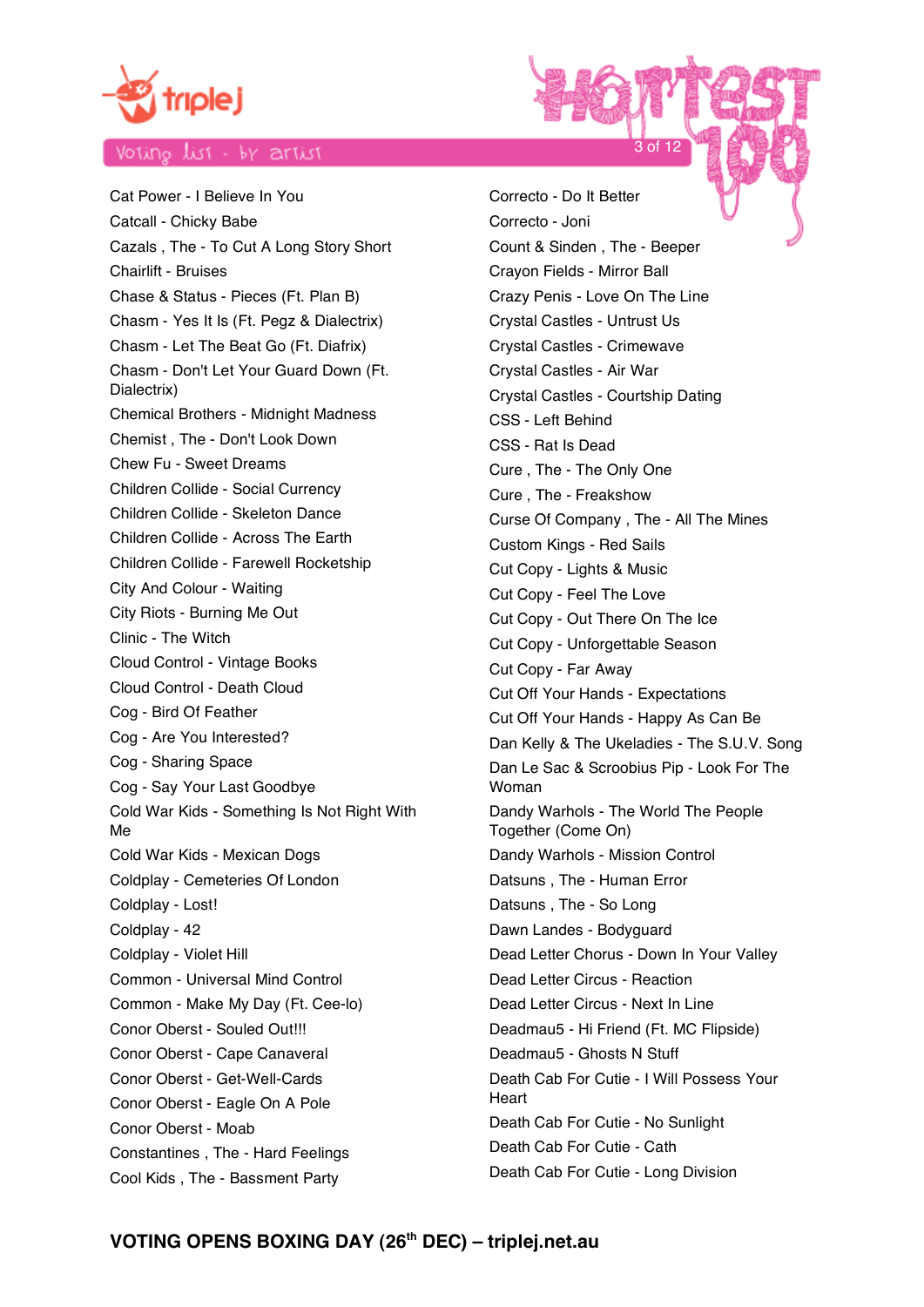Voting list - by artist

Cat Power - I Believe In You
Catcall - Chicky Babe
Cazals , The - To Cut A Long Story Short
Chairlift - Bruises
Chase & Status - Pieces (Ft. Plan B)
Chasm - Yes It Is (Ft. Pegz & Dialectrix)
Chasm - Let The Beat Go (Ft. Diafrix)
Chasm - Don't Let Your Guard Down (Ft. Dialectrix)
Chemical Brothers - Midnight Madness
Chemist , The - Don't Look Down
Chew Fu - Sweet Dreams
Children Collide - Social Currency
Children Collide - Skeleton Dance
Children Collide - Across The Earth
Children Collide - Farewell Rocketship
City And Colour - Waiting
City Riots - Burning Me Out
Clinic - The Witch
Cloud Control - Vintage Books
Cloud Control - Death Cloud
Cog - Bird Of Feather
Cog - Are You Interested?
Cog - Sharing Space
Cog - Say Your Last Goodbye
Cold War Kids - Something Is Not Right With Me
Cold War Kids - Mexican Dogs
Coldplay - Cemeteries Of London
Coldplay - Lost!
Coldplay - 42
Coldplay - Violet Hill
Common - Universal Mind Control
Common - Make My Day (Ft. Cee-lo)
Conor Oberst - Souled Out!!!
Conor Oberst - Cape Canaveral
Conor Oberst - Get-Well-Cards
Conor Oberst - Eagle On A Pole
Conor Oberst - Moab
Constantines , The - Hard Feelings
Cool Kids , The - Bassment Party
Correcto - Do It Better
Correcto - Joni
Count & Sinden , The - Beeper
Crayon Fields - Mirror Ball
Crazy Penis - Love On The Line
Crystal Castles - Untrust Us
Crystal Castles - Crimewave
Crystal Castles - Air War
Crystal Castles - Courtship Dating
CSS - Left Behind
CSS - Rat Is Dead
Cure , The - The Only One
Cure , The - Freakshow
Curse Of Company , The - All The Mines
Custom Kings - Red Sails
Cut Copy - Lights & Music
Cut Copy - Feel The Love
Cut Copy - Out There On The Ice
Cut Copy - Unforgettable Season
Cut Copy - Far Away
Cut Off Your Hands - Expectations
Cut Off Your Hands - Happy As Can Be
Dan Kelly & The Ukeladies - The S.U.V. Song
Dan Le Sac & Scroobius Pip - Look For The Woman
Dandy Warhols - The World The People Together (Come On)
Dandy Warhols - Mission Control
Datsuns , The - Human Error
Datsuns , The - So Long
Dawn Landes - Bodyguard
Dead Letter Chorus - Down In Your Valley
Dead Letter Circus - Reaction
Dead Letter Circus - Next In Line
Deadmau5 - Hi Friend (Ft. MC Flipside)
Deadmau5 - Ghosts N Stuff
Death Cab For Cutie - I Will Possess Your Heart
Death Cab For Cutie - No Sunlight
Death Cab For Cutie - Cath
Death Cab For Cutie - Long Division

**VOTING OPENS BOXING DAY (26th DEC) – triplej.net.au**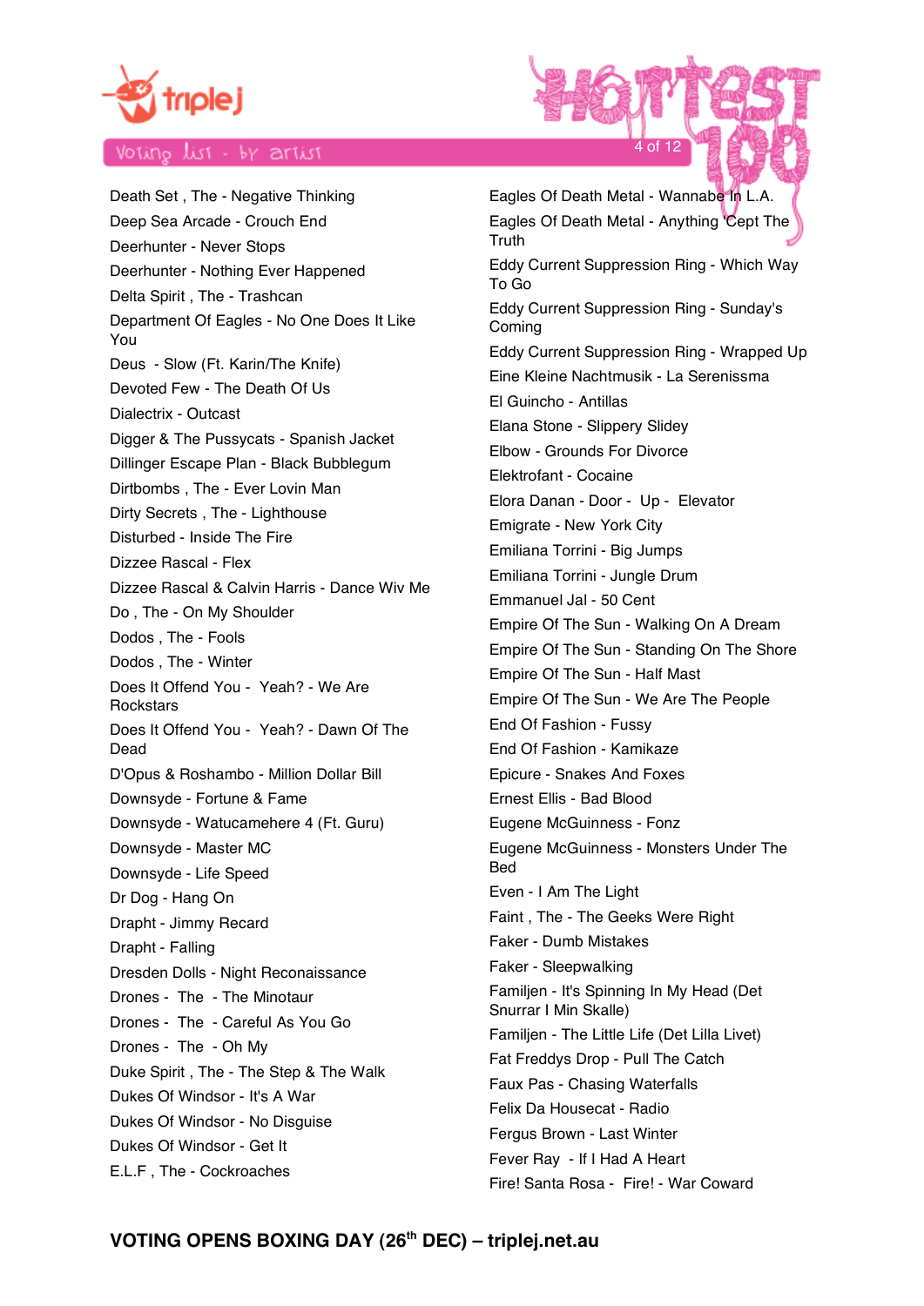triple j

Voting list - by artist

Death Set , The - Negative Thinking
Deep Sea Arcade - Crouch End
Deerhunter - Never Stops
Deerhunter - Nothing Ever Happened
Delta Spirit , The - Trashcan
Department Of Eagles - No One Does It Like You
Deus - Slow (Ft. Karin/The Knife)
Devoted Few - The Death Of Us
Dialectrix - Outcast
Digger & The Pussycats - Spanish Jacket
Dillinger Escape Plan - Black Bubblegum
Dirtbombs , The - Ever Lovin Man
Dirty Secrets , The - Lighthouse
Disturbed - Inside The Fire
Dizzee Rascal - Flex
Dizzee Rascal & Calvin Harris - Dance Wiv Me
Do , The - On My Shoulder
Dodos , The - Fools
Dodos , The - Winter
Does It Offend You - Yeah? - We Are Rockstars
Does It Offend You - Yeah? - Dawn Of The Dead
D'Opus & Roshambo - Million Dollar Bill
Downsyde - Fortune & Fame
Downsyde - Watucamehere 4 (Ft. Guru)
Downsyde - Master MC
Downsyde - Life Speed
Dr Dog - Hang On
Drapht - Jimmy Recard
Drapht - Falling
Dresden Dolls - Night Reconaissance
Drones - The - The Minotaur
Drones - The - Careful As You Go
Drones - The - Oh My
Duke Spirit , The - The Step & The Walk
Dukes Of Windsor - It's A War
Dukes Of Windsor - No Disguise
Dukes Of Windsor - Get It
E.L.F , The - Cockroaches
Eagles Of Death Metal - Wannabe In L.A.
Eagles Of Death Metal - Anything 'Cept The Truth
Eddy Current Suppression Ring - Which Way To Go
Eddy Current Suppression Ring - Sunday's Coming
Eddy Current Suppression Ring - Wrapped Up
Eine Kleine Nachtmusik - La Serenissma
El Guincho - Antillas
Elana Stone - Slippery Slidey
Elbow - Grounds For Divorce
Elektrofant - Cocaine
Elora Danan - Door - Up - Elevator
Emigrate - New York City
Emiliana Torrini - Big Jumps
Emiliana Torrini - Jungle Drum
Emmanuel Jal - 50 Cent
Empire Of The Sun - Walking On A Dream
Empire Of The Sun - Standing On The Shore
Empire Of The Sun - Half Mast
Empire Of The Sun - We Are The People
End Of Fashion - Fussy
End Of Fashion - Kamikaze
Epicure - Snakes And Foxes
Ernest Ellis - Bad Blood
Eugene McGuinness - Fonz
Eugene McGuinness - Monsters Under The Bed
Even - I Am The Light
Faint , The - The Geeks Were Right
Faker - Dumb Mistakes
Faker - Sleepwalking
Familjen - It's Spinning In My Head (Det Snurrar I Min Skalle)
Familjen - The Little Life (Det Lilla Livet)
Fat Freddys Drop - Pull The Catch
Faux Pas - Chasing Waterfalls
Felix Da Housecat - Radio
Fergus Brown - Last Winter
Fever Ray - If I Had A Heart
Fire! Santa Rosa - Fire! - War Coward

**VOTING OPENS BOXING DAY (26th DEC) – triplej.net.au**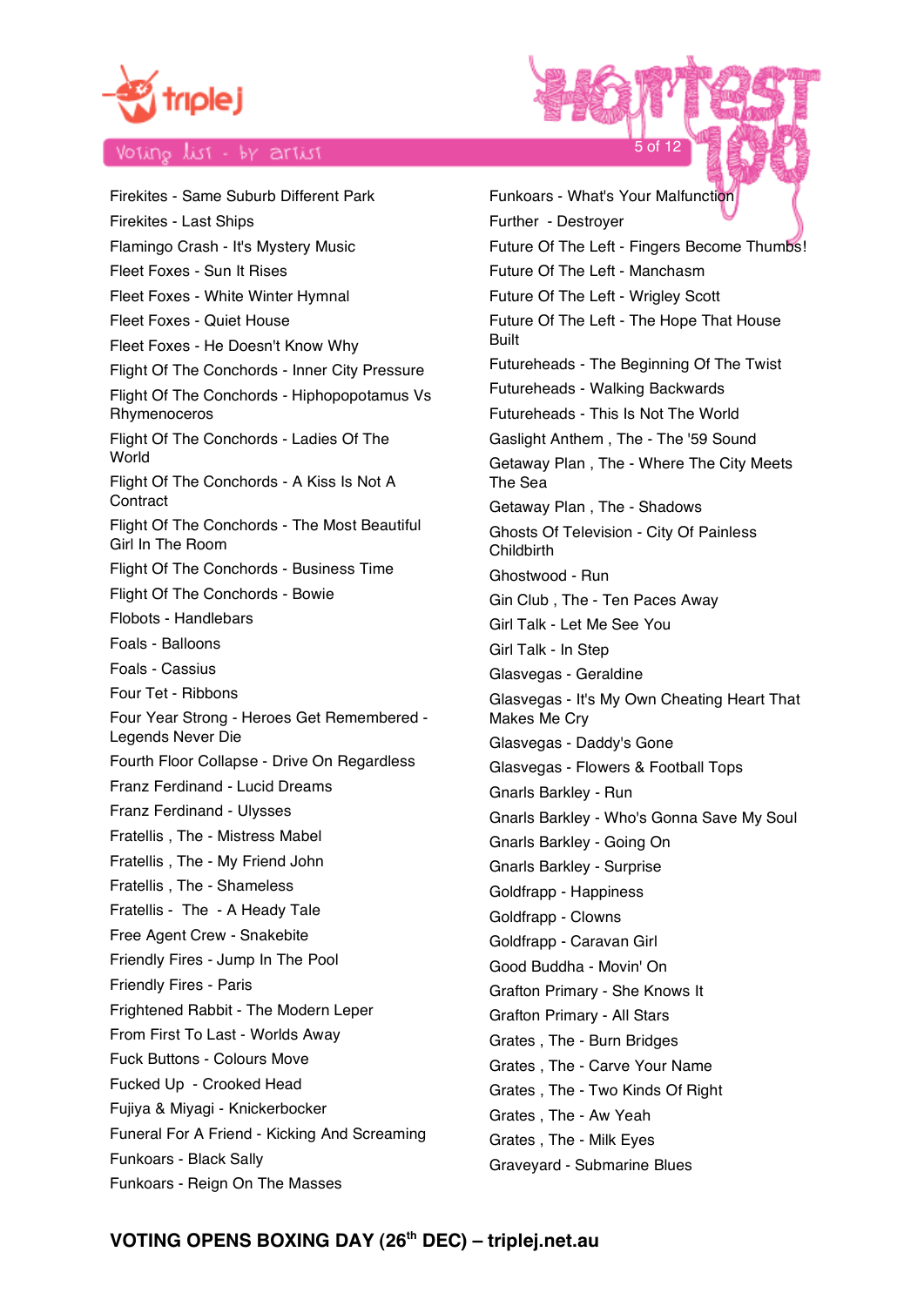Firekites - Same Suburb Different Park

Firekites - Last Ships

Flamingo Crash - It's Mystery Music

Fleet Foxes - Sun It Rises

Fleet Foxes - White Winter Hymnal

Fleet Foxes - Quiet House

Fleet Foxes - He Doesn't Know Why

Flight Of The Conchords - Inner City Pressure

Flight Of The Conchords - Hiphopopotamus Vs Rhymenoceros

Flight Of The Conchords - Ladies Of The World

Flight Of The Conchords - A Kiss Is Not A Contract

Flight Of The Conchords - The Most Beautiful Girl In The Room

Flight Of The Conchords - Business Time

Flight Of The Conchords - Bowie

Flobots - Handlebars

Foals - Balloons

Foals - Cassius

Four Tet - Ribbons

Four Year Strong - Heroes Get Remembered - Legends Never Die

Fourth Floor Collapse - Drive On Regardless

Franz Ferdinand - Lucid Dreams

Franz Ferdinand - Ulysses

Fratellis , The - Mistress Mabel

Fratellis , The - My Friend John

Fratellis , The - Shameless

Fratellis - The - A Heady Tale

Free Agent Crew - Snakebite

Friendly Fires - Jump In The Pool

Friendly Fires - Paris

Frightened Rabbit - The Modern Leper

From First To Last - Worlds Away

Fuck Buttons - Colours Move

Fucked Up - Crooked Head

Fujiya & Miyagi - Knickerbocker

Funeral For A Friend - Kicking And Screaming

Funkoars - Black Sally

Funkoars - Reign On The Masses

Funkoars - What's Your Malfunction

Further - Destroyer

Future Of The Left - Fingers Become Thumbs!

Future Of The Left - Manchasm

Future Of The Left - Wrigley Scott

Future Of The Left - The Hope That House Built

Futureheads - The Beginning Of The Twist

Futureheads - Walking Backwards

Futureheads - This Is Not The World

Gaslight Anthem , The - The '59 Sound

Getaway Plan , The - Where The City Meets The Sea

Getaway Plan , The - Shadows

Ghosts Of Television - City Of Painless Childbirth

Ghostwood - Run

Gin Club , The - Ten Paces Away

Girl Talk - Let Me See You

Girl Talk - In Step

Glasvegas - Geraldine

Glasvegas - It's My Own Cheating Heart That Makes Me Cry

Glasvegas - Daddy's Gone

Glasvegas - Flowers & Football Tops

Gnarls Barkley - Run

Gnarls Barkley - Who's Gonna Save My Soul

Gnarls Barkley - Going On

Gnarls Barkley - Surprise

Goldfrapp - Happiness

Goldfrapp - Clowns

Goldfrapp - Caravan Girl

Good Buddha - Movin' On

Grafton Primary - She Knows It

Grafton Primary - All Stars

Grates , The - Burn Bridges

Grates , The - Carve Your Name

Grates , The - Two Kinds Of Right

Grates , The - Aw Yeah

Grates , The - Milk Eyes

Graveyard - Submarine Blues

**VOTING OPENS BOXING DAY (26th DEC) – triplej.net.au**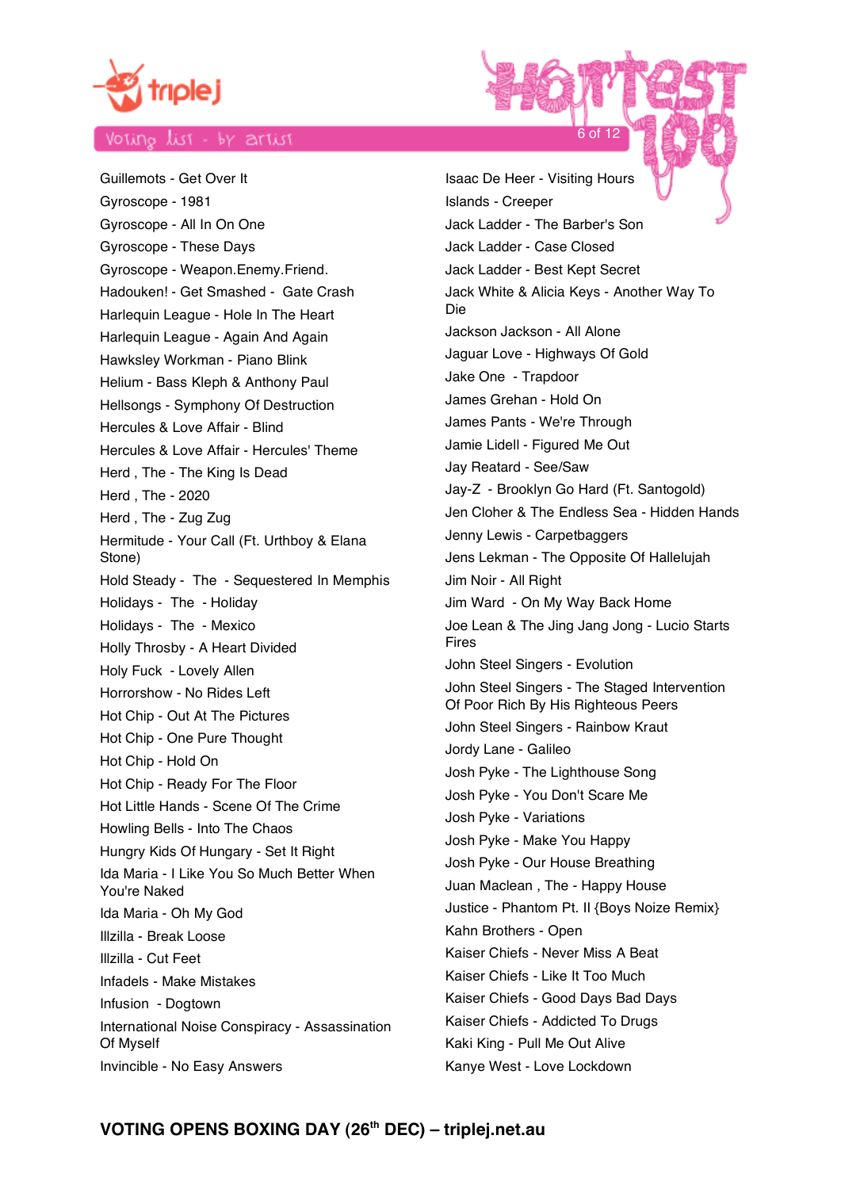Guillemots - Get Over It
Gyroscope - 1981
Gyroscope - All In On One
Gyroscope - These Days
Gyroscope - Weapon.Enemy.Friend.
Hadouken! - Get Smashed - Gate Crash
Harlequin League - Hole In The Heart
Harlequin League - Again And Again
Hawksley Workman - Piano Blink
Helium - Bass Kleph & Anthony Paul
Hellsongs - Symphony Of Destruction
Hercules & Love Affair - Blind
Hercules & Love Affair - Hercules' Theme
Herd , The - The King Is Dead
Herd , The - 2020
Herd , The - Zug Zug
Hermitude - Your Call (Ft. Urthboy & Elana Stone)
Hold Steady - The - Sequestered In Memphis
Holidays - The - Holiday
Holidays - The - Mexico
Holly Throsby - A Heart Divided
Holy Fuck - Lovely Allen
Horrorshow - No Rides Left
Hot Chip - Out At The Pictures
Hot Chip - One Pure Thought
Hot Chip - Hold On
Hot Chip - Ready For The Floor
Hot Little Hands - Scene Of The Crime
Howling Bells - Into The Chaos
Hungry Kids Of Hungary - Set It Right
Ida Maria - I Like You So Much Better When You're Naked
Ida Maria - Oh My God
Illzilla - Break Loose
Illzilla - Cut Feet
Infadels - Make Mistakes
Infusion - Dogtown
International Noise Conspiracy - Assassination Of Myself
Invincible - No Easy Answers
Isaac De Heer - Visiting Hours
Islands - Creeper
Jack Ladder - The Barber's Son
Jack Ladder - Case Closed
Jack Ladder - Best Kept Secret
Jack White & Alicia Keys - Another Way To Die
Jackson Jackson - All Alone
Jaguar Love - Highways Of Gold
Jake One - Trapdoor
James Grehan - Hold On
James Pants - We're Through
Jamie Lidell - Figured Me Out
Jay Reatard - See/Saw
Jay-Z - Brooklyn Go Hard (Ft. Santogold)
Jen Cloher & The Endless Sea - Hidden Hands
Jenny Lewis - Carpetbaggers
Jens Lekman - The Opposite Of Hallelujah
Jim Noir - All Right
Jim Ward - On My Way Back Home
Joe Lean & The Jing Jang Jong - Lucio Starts Fires
John Steel Singers - Evolution
John Steel Singers - The Staged Intervention Of Poor Rich By His Righteous Peers
John Steel Singers - Rainbow Kraut
Jordy Lane - Galileo
Josh Pyke - The Lighthouse Song
Josh Pyke - You Don't Scare Me
Josh Pyke - Variations
Josh Pyke - Make You Happy
Josh Pyke - Our House Breathing
Juan Maclean , The - Happy House
Justice - Phantom Pt. II {Boys Noize Remix}
Kahn Brothers - Open
Kaiser Chiefs - Never Miss A Beat
Kaiser Chiefs - Like It Too Much
Kaiser Chiefs - Good Days Bad Days
Kaiser Chiefs - Addicted To Drugs
Kaki King - Pull Me Out Alive
Kanye West - Love Lockdown

**VOTING OPENS BOXING DAY (26th DEC) – triplej.net.au**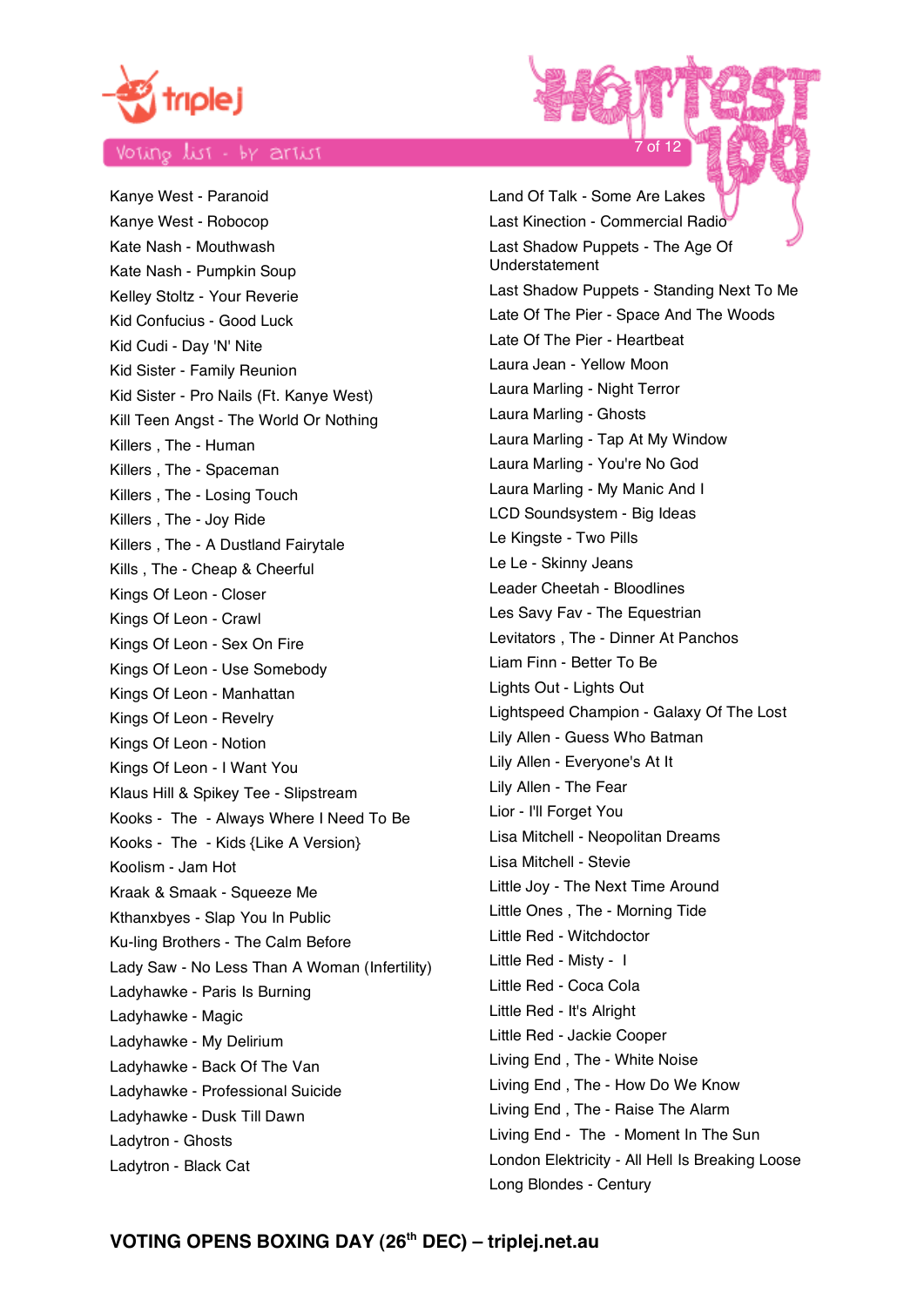Voting list - by artist

Kanye West - Paranoid
Kanye West - Robocop
Kate Nash - Mouthwash
Kate Nash - Pumpkin Soup
Kelley Stoltz - Your Reverie
Kid Confucius - Good Luck
Kid Cudi - Day 'N' Nite
Kid Sister - Family Reunion
Kid Sister - Pro Nails (Ft. Kanye West)
Kill Teen Angst - The World Or Nothing
Killers , The - Human
Killers , The - Spaceman
Killers , The - Losing Touch
Killers , The - Joy Ride
Killers , The - A Dustland Fairytale
Kills , The - Cheap & Cheerful
Kings Of Leon - Closer
Kings Of Leon - Crawl
Kings Of Leon - Sex On Fire
Kings Of Leon - Use Somebody
Kings Of Leon - Manhattan
Kings Of Leon - Revelry
Kings Of Leon - Notion
Kings Of Leon - I Want You
Klaus Hill & Spikey Tee - Slipstream
Kooks - The - Always Where I Need To Be
Kooks - The - Kids {Like A Version}
Koolism - Jam Hot
Kraak & Smaak - Squeeze Me
Kthanxbyes - Slap You In Public
Ku-ling Brothers - The Calm Before
Lady Saw - No Less Than A Woman (Infertility)
Ladyhawke - Paris Is Burning
Ladyhawke - Magic
Ladyhawke - My Delirium
Ladyhawke - Back Of The Van
Ladyhawke - Professional Suicide
Ladyhawke - Dusk Till Dawn
Ladytron - Ghosts
Ladytron - Black Cat
Land Of Talk - Some Are Lakes
Last Kinection - Commercial Radio
Last Shadow Puppets - The Age Of Understatement
Last Shadow Puppets - Standing Next To Me
Late Of The Pier - Space And The Woods
Late Of The Pier - Heartbeat
Laura Jean - Yellow Moon
Laura Marling - Night Terror
Laura Marling - Ghosts
Laura Marling - Tap At My Window
Laura Marling - You're No God
Laura Marling - My Manic And I
LCD Soundsystem - Big Ideas
Le Kingste - Two Pills
Le Le - Skinny Jeans
Leader Cheetah - Bloodlines
Les Savy Fav - The Equestrian
Levitators , The - Dinner At Panchos
Liam Finn - Better To Be
Lights Out - Lights Out
Lightspeed Champion - Galaxy Of The Lost
Lily Allen - Guess Who Batman
Lily Allen - Everyone's At It
Lily Allen - The Fear
Lior - I'll Forget You
Lisa Mitchell - Neopolitan Dreams
Lisa Mitchell - Stevie
Little Joy - The Next Time Around
Little Ones , The - Morning Tide
Little Red - Witchdoctor
Little Red - Misty - I
Little Red - Coca Cola
Little Red - It's Alright
Little Red - Jackie Cooper
Living End , The - White Noise
Living End , The - How Do We Know
Living End , The - Raise The Alarm
Living End - The - Moment In The Sun
London Elektricity - All Hell Is Breaking Loose
Long Blondes - Century

**VOTING OPENS BOXING DAY (26th DEC) – triplej.net.au**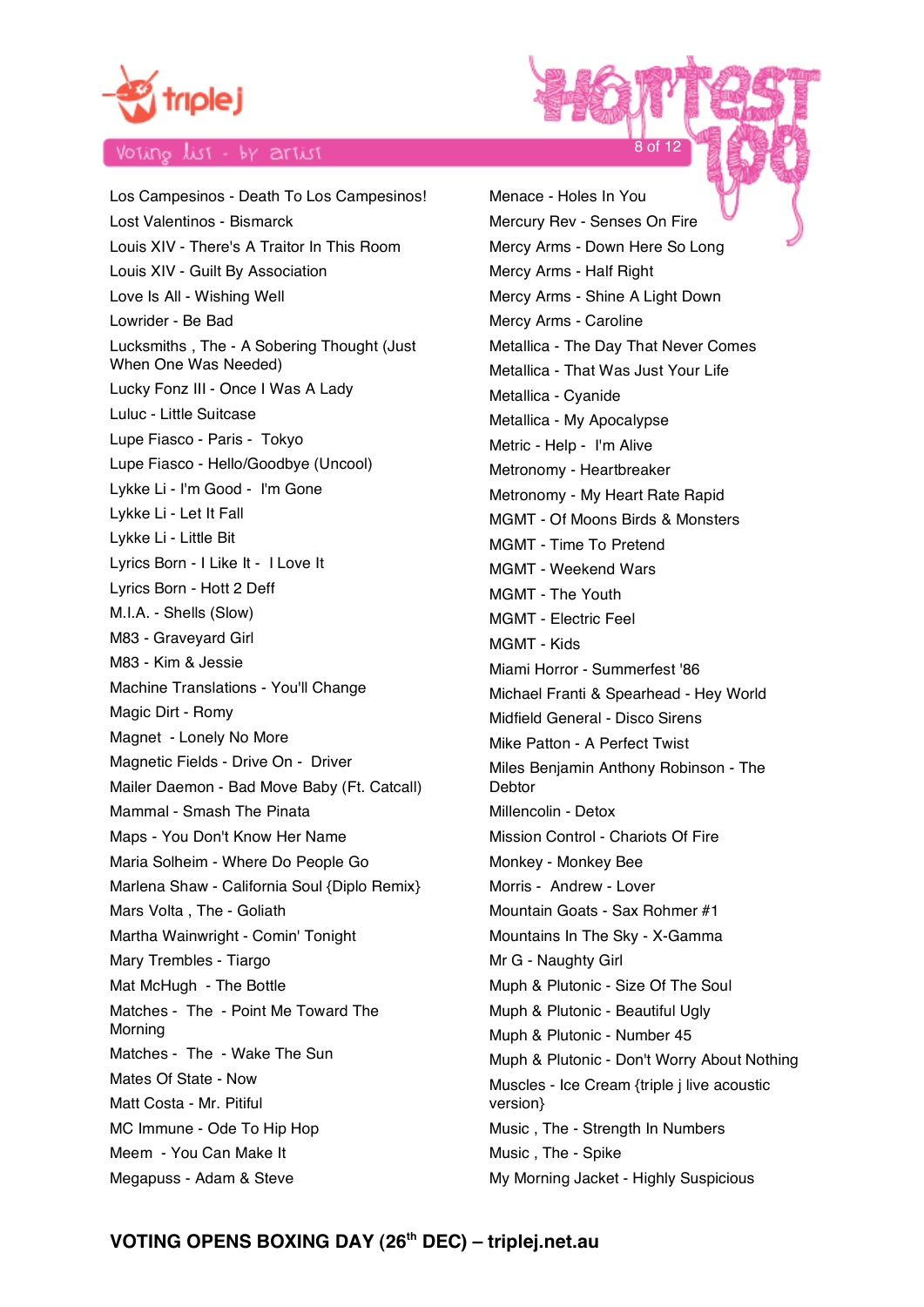Voting list - by artist

Los Campesinos - Death To Los Campesinos!
Lost Valentinos - Bismarck
Louis XIV - There's A Traitor In This Room
Louis XIV - Guilt By Association
Love Is All - Wishing Well
Lowrider - Be Bad
Lucksmiths , The - A Sobering Thought (Just When One Was Needed)
Lucky Fonz III - Once I Was A Lady
Luluc - Little Suitcase
Lupe Fiasco - Paris - Tokyo
Lupe Fiasco - Hello/Goodbye (Uncool)
Lykke Li - I'm Good - I'm Gone
Lykke Li - Let It Fall
Lykke Li - Little Bit
Lyrics Born - I Like It - I Love It
Lyrics Born - Hott 2 Deff
M.I.A. - Shells (Slow)
M83 - Graveyard Girl
M83 - Kim & Jessie
Machine Translations - You'll Change
Magic Dirt - Romy
Magnet - Lonely No More
Magnetic Fields - Drive On - Driver
Mailer Daemon - Bad Move Baby (Ft. Catcall)
Mammal - Smash The Pinata
Maps - You Don't Know Her Name
Maria Solheim - Where Do People Go
Marlena Shaw - California Soul {Diplo Remix}
Mars Volta , The - Goliath
Martha Wainwright - Comin' Tonight
Mary Trembles - Tiargo
Mat McHugh - The Bottle
Matches - The - Point Me Toward The Morning
Matches - The - Wake The Sun
Mates Of State - Now
Matt Costa - Mr. Pitiful
MC Immune - Ode To Hip Hop
Meem - You Can Make It
Megapuss - Adam & Steve
Menace - Holes In You
Mercury Rev - Senses On Fire
Mercy Arms - Down Here So Long
Mercy Arms - Half Right
Mercy Arms - Shine A Light Down
Mercy Arms - Caroline
Metallica - The Day That Never Comes
Metallica - That Was Just Your Life
Metallica - Cyanide
Metallica - My Apocalypse
Metric - Help - I'm Alive
Metronomy - Heartbreaker
Metronomy - My Heart Rate Rapid
MGMT - Of Moons Birds & Monsters
MGMT - Time To Pretend
MGMT - Weekend Wars
MGMT - The Youth
MGMT - Electric Feel
MGMT - Kids
Miami Horror - Summerfest '86
Michael Franti & Spearhead - Hey World
Midfield General - Disco Sirens
Mike Patton - A Perfect Twist
Miles Benjamin Anthony Robinson - The Debtor
Millencolin - Detox
Mission Control - Chariots Of Fire
Monkey - Monkey Bee
Morris - Andrew - Lover
Mountain Goats - Sax Rohmer #1
Mountains In The Sky - X-Gamma
Mr G - Naughty Girl
Muph & Plutonic - Size Of The Soul
Muph & Plutonic - Beautiful Ugly
Muph & Plutonic - Number 45
Muph & Plutonic - Don't Worry About Nothing
Muscles - Ice Cream {triple j live acoustic version}
Music , The - Strength In Numbers
Music , The - Spike
My Morning Jacket - Highly Suspicious

**VOTING OPENS BOXING DAY (26th DEC) – triplej.net.au**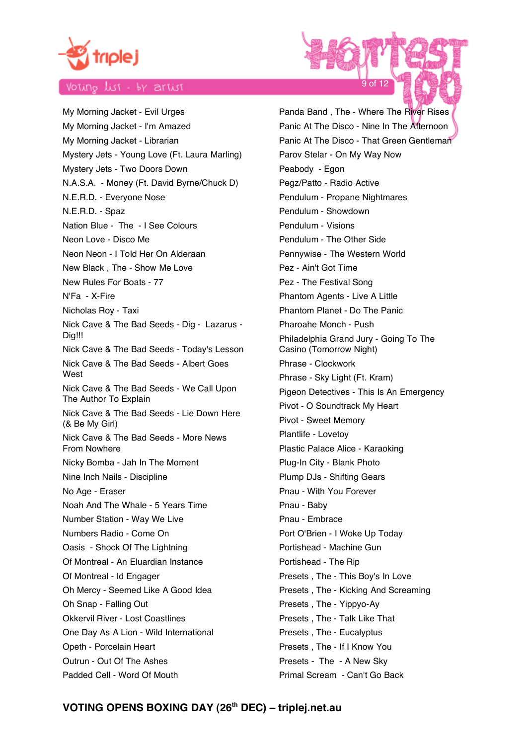triple j

Voting list - by artist

My Morning Jacket - Evil Urges
My Morning Jacket - I'm Amazed
My Morning Jacket - Librarian
Mystery Jets - Young Love (Ft. Laura Marling)
Mystery Jets - Two Doors Down
N.A.S.A. - Money (Ft. David Byrne/Chuck D)
N.E.R.D. - Everyone Nose
N.E.R.D. - Spaz
Nation Blue - The - I See Colours
Neon Love - Disco Me
Neon Neon - I Told Her On Alderaan
New Black , The - Show Me Love
New Rules For Boats - 77
N'Fa - X-Fire
Nicholas Roy - Taxi
Nick Cave & The Bad Seeds - Dig - Lazarus - Dig!!!
Nick Cave & The Bad Seeds - Today's Lesson
Nick Cave & The Bad Seeds - Albert Goes West
Nick Cave & The Bad Seeds - We Call Upon The Author To Explain
Nick Cave & The Bad Seeds - Lie Down Here (& Be My Girl)
Nick Cave & The Bad Seeds - More News From Nowhere
Nicky Bomba - Jah In The Moment
Nine Inch Nails - Discipline
No Age - Eraser
Noah And The Whale - 5 Years Time
Number Station - Way We Live
Numbers Radio - Come On
Oasis - Shock Of The Lightning
Of Montreal - An Eluardian Instance
Of Montreal - Id Engager
Oh Mercy - Seemed Like A Good Idea
Oh Snap - Falling Out
Okkervil River - Lost Coastlines
One Day As A Lion - Wild International
Opeth - Porcelain Heart
Outrun - Out Of The Ashes
Padded Cell - Word Of Mouth
Panda Band , The - Where The River Rises
Panic At The Disco - Nine In The Afternoon
Panic At The Disco - That Green Gentleman
Parov Stelar - On My Way Now
Peabody - Egon
Pegz/Patto - Radio Active
Pendulum - Propane Nightmares
Pendulum - Showdown
Pendulum - Visions
Pendulum - The Other Side
Pennywise - The Western World
Pez - Ain't Got Time
Pez - The Festival Song
Phantom Agents - Live A Little
Phantom Planet - Do The Panic
Pharoahe Monch - Push
Philadelphia Grand Jury - Going To The Casino (Tomorrow Night)
Phrase - Clockwork
Phrase - Sky Light (Ft. Kram)
Pigeon Detectives - This Is An Emergency
Pivot - O Soundtrack My Heart
Pivot - Sweet Memory
Plantlife - Lovetoy
Plastic Palace Alice - Karaoking
Plug-In City - Blank Photo
Plump DJs - Shifting Gears
Pnau - With You Forever
Pnau - Baby
Pnau - Embrace
Port O'Brien - I Woke Up Today
Portishead - Machine Gun
Portishead - The Rip
Presets , The - This Boy's In Love
Presets , The - Kicking And Screaming
Presets , The - Yippyo-Ay
Presets , The - Talk Like That
Presets , The - Eucalyptus
Presets , The - If I Know You
Presets - The - A New Sky
Primal Scream - Can't Go Back

**VOTING OPENS BOXING DAY (26th DEC) – triplej.net.au**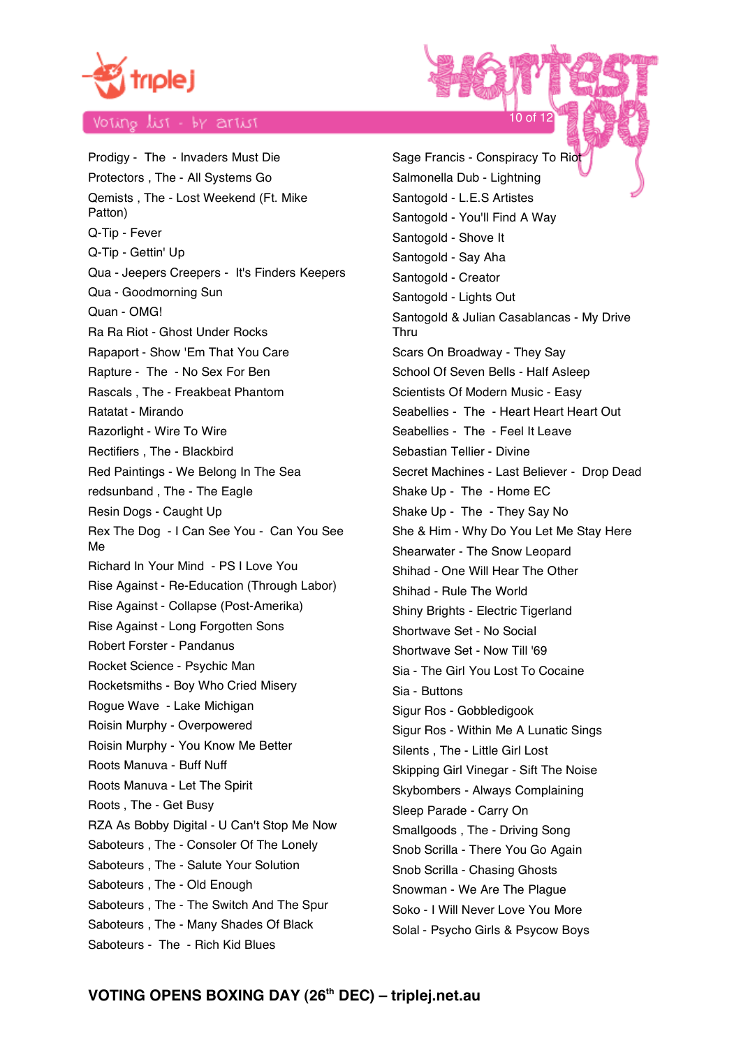Voting list - by artist

Prodigy - The - Invaders Must Die
Protectors , The - All Systems Go
Qemists , The - Lost Weekend (Ft. Mike Patton)
Q-Tip - Fever
Q-Tip - Gettin' Up
Qua - Jeepers Creepers - It's Finders Keepers
Qua - Goodmorning Sun
Quan - OMG!
Ra Ra Riot - Ghost Under Rocks
Rapaport - Show 'Em That You Care
Rapture - The - No Sex For Ben
Rascals , The - Freakbeat Phantom
Ratatat - Mirando
Razorlight - Wire To Wire
Rectifiers , The - Blackbird
Red Paintings - We Belong In The Sea
redsunband , The - The Eagle
Resin Dogs - Caught Up
Rex The Dog - I Can See You - Can You See Me
Richard In Your Mind - PS I Love You
Rise Against - Re-Education (Through Labor)
Rise Against - Collapse (Post-Amerika)
Rise Against - Long Forgotten Sons
Robert Forster - Pandanus
Rocket Science - Psychic Man
Rocketsmiths - Boy Who Cried Misery
Rogue Wave - Lake Michigan
Roisin Murphy - Overpowered
Roisin Murphy - You Know Me Better
Roots Manuva - Buff Nuff
Roots Manuva - Let The Spirit
Roots , The - Get Busy
RZA As Bobby Digital - U Can't Stop Me Now
Saboteurs , The - Consoler Of The Lonely
Saboteurs , The - Salute Your Solution
Saboteurs , The - Old Enough
Saboteurs , The - The Switch And The Spur
Saboteurs , The - Many Shades Of Black
Saboteurs - The - Rich Kid Blues
Sage Francis - Conspiracy To Riot
Salmonella Dub - Lightning
Santogold - L.E.S Artistes
Santogold - You'll Find A Way
Santogold - Shove It
Santogold - Say Aha
Santogold - Creator
Santogold - Lights Out
Santogold & Julian Casablancas - My Drive Thru
Scars On Broadway - They Say
School Of Seven Bells - Half Asleep
Scientists Of Modern Music - Easy
Seabellies - The - Heart Heart Heart Out
Seabellies - The - Feel It Leave
Sebastian Tellier - Divine
Secret Machines - Last Believer - Drop Dead
Shake Up - The - Home EC
Shake Up - The - They Say No
She & Him - Why Do You Let Me Stay Here
Shearwater - The Snow Leopard
Shihad - One Will Hear The Other
Shihad - Rule The World
Shiny Brights - Electric Tigerland
Shortwave Set - No Social
Shortwave Set - Now Till '69
Sia - The Girl You Lost To Cocaine
Sia - Buttons
Sigur Ros - Gobbledigook
Sigur Ros - Within Me A Lunatic Sings
Silents , The - Little Girl Lost
Skipping Girl Vinegar - Sift The Noise
Skybombers - Always Complaining
Sleep Parade - Carry On
Smallgoods , The - Driving Song
Snob Scrilla - There You Go Again
Snob Scrilla - Chasing Ghosts
Snowman - We Are The Plague
Soko - I Will Never Love You More
Solal - Psycho Girls & Psycow Boys

**VOTING OPENS BOXING DAY (26th DEC) – triplej.net.au**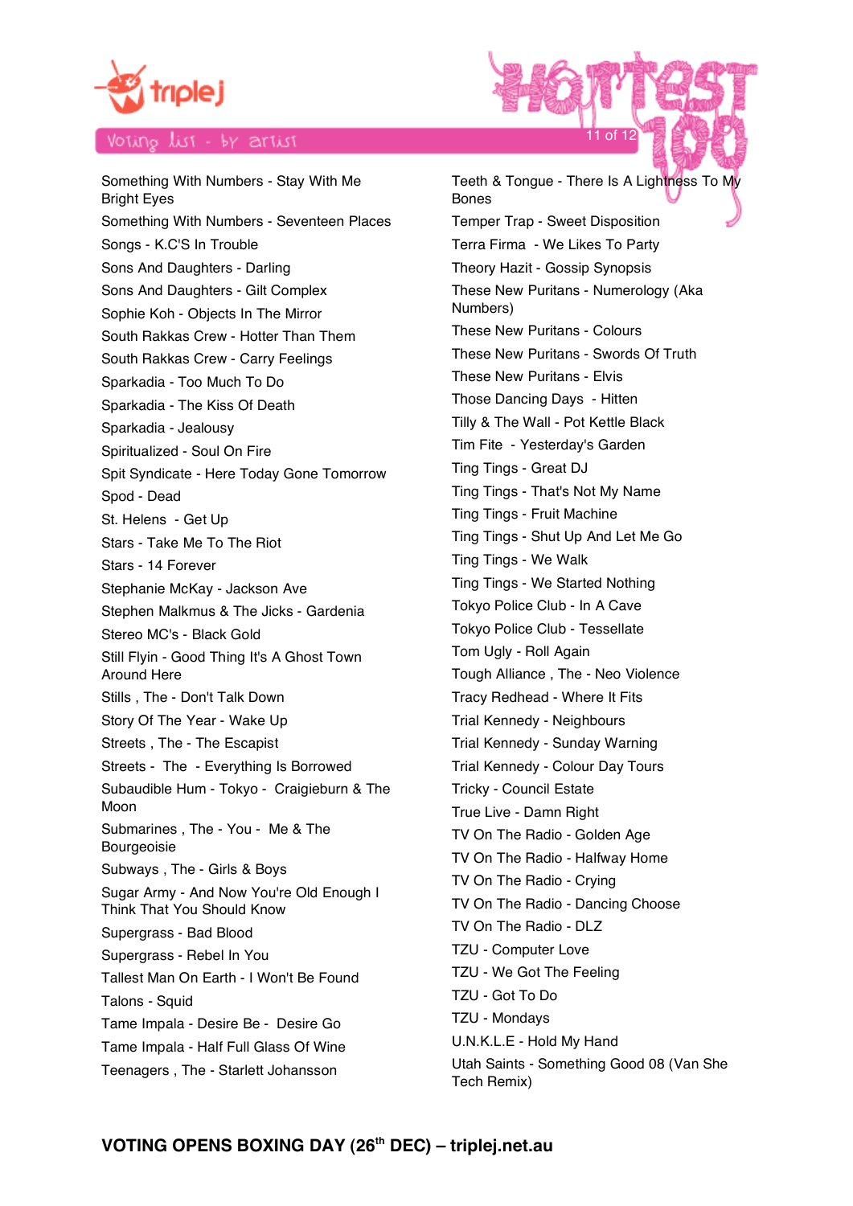Voting list - by artist

Something With Numbers - Stay With Me Bright Eyes
Something With Numbers - Seventeen Places
Songs - K.C'S In Trouble
Sons And Daughters - Darling
Sons And Daughters - Gilt Complex
Sophie Koh - Objects In The Mirror
South Rakkas Crew - Hotter Than Them
South Rakkas Crew - Carry Feelings
Sparkadia - Too Much To Do
Sparkadia - The Kiss Of Death
Sparkadia - Jealousy
Spiritualized - Soul On Fire
Spit Syndicate - Here Today Gone Tomorrow
Spod - Dead
St. Helens - Get Up
Stars - Take Me To The Riot
Stars - 14 Forever
Stephanie McKay - Jackson Ave
Stephen Malkmus & The Jicks - Gardenia
Stereo MC's - Black Gold
Still Flyin - Good Thing It's A Ghost Town Around Here
Stills , The - Don't Talk Down
Story Of The Year - Wake Up
Streets , The - The Escapist
Streets - The - Everything Is Borrowed
Subaudible Hum - Tokyo - Craigieburn & The Moon
Submarines , The - You - Me & The Bourgeoisie
Subways , The - Girls & Boys
Sugar Army - And Now You're Old Enough I Think That You Should Know
Supergrass - Bad Blood
Supergrass - Rebel In You
Tallest Man On Earth - I Won't Be Found
Talons - Squid
Tame Impala - Desire Be - Desire Go
Tame Impala - Half Full Glass Of Wine
Teenagers , The - Starlett Johansson
Teeth & Tongue - There Is A Lightness To My Bones
Temper Trap - Sweet Disposition
Terra Firma - We Likes To Party
Theory Hazit - Gossip Synopsis
These New Puritans - Numerology (Aka Numbers)
These New Puritans - Colours
These New Puritans - Swords Of Truth
These New Puritans - Elvis
Those Dancing Days - Hitten
Tilly & The Wall - Pot Kettle Black
Tim Fite - Yesterday's Garden
Ting Tings - Great DJ
Ting Tings - That's Not My Name
Ting Tings - Fruit Machine
Ting Tings - Shut Up And Let Me Go
Ting Tings - We Walk
Ting Tings - We Started Nothing
Tokyo Police Club - In A Cave
Tokyo Police Club - Tessellate
Tom Ugly - Roll Again
Tough Alliance , The - Neo Violence
Tracy Redhead - Where It Fits
Trial Kennedy - Neighbours
Trial Kennedy - Sunday Warning
Trial Kennedy - Colour Day Tours
Tricky - Council Estate
True Live - Damn Right
TV On The Radio - Golden Age
TV On The Radio - Halfway Home
TV On The Radio - Crying
TV On The Radio - Dancing Choose
TV On The Radio - DLZ
TZU - Computer Love
TZU - We Got The Feeling
TZU - Got To Do
TZU - Mondays
U.N.K.L.E - Hold My Hand
Utah Saints - Something Good 08 (Van She Tech Remix)

**VOTING OPENS BOXING DAY (26th DEC) – triplej.net.au**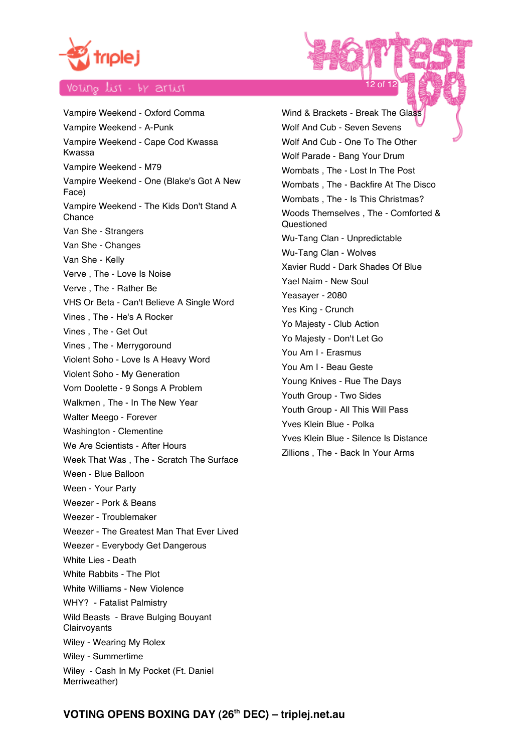triple j

Voting list - by artist

Vampire Weekend - Oxford Comma
Vampire Weekend - A-Punk
Vampire Weekend - Cape Cod Kwassa Kwassa
Vampire Weekend - M79
Vampire Weekend - One (Blake's Got A New Face)
Vampire Weekend - The Kids Don't Stand A Chance
Van She - Strangers
Van She - Changes
Van She - Kelly
Verve , The - Love Is Noise
Verve , The - Rather Be
VHS Or Beta - Can't Believe A Single Word
Vines , The - He's A Rocker
Vines , The - Get Out
Vines , The - Merrygoround
Violent Soho - Love Is A Heavy Word
Violent Soho - My Generation
Vorn Doolette - 9 Songs A Problem
Walkmen , The - In The New Year
Walter Meego - Forever
Washington - Clementine
We Are Scientists - After Hours
Week That Was , The - Scratch The Surface
Ween - Blue Balloon
Ween - Your Party
Weezer - Pork & Beans
Weezer - Troublemaker
Weezer - The Greatest Man That Ever Lived
Weezer - Everybody Get Dangerous
White Lies - Death
White Rabbits - The Plot
White Williams - New Violence
WHY? - Fatalist Palmistry
Wild Beasts - Brave Bulging Bouyant Clairvoyants
Wiley - Wearing My Rolex
Wiley - Summertime
Wiley - Cash In My Pocket (Ft. Daniel Merriweather)
Wind & Brackets - Break The Glass
Wolf And Cub - Seven Sevens
Wolf And Cub - One To The Other
Wolf Parade - Bang Your Drum
Wombats , The - Lost In The Post
Wombats , The - Backfire At The Disco
Wombats , The - Is This Christmas?
Woods Themselves , The - Comforted & Questioned
Wu-Tang Clan - Unpredictable
Wu-Tang Clan - Wolves
Xavier Rudd - Dark Shades Of Blue
Yael Naim - New Soul
Yeasayer - 2080
Yes King - Crunch
Yo Majesty - Club Action
Yo Majesty - Don't Let Go
You Am I - Erasmus
You Am I - Beau Geste
Young Knives - Rue The Days
Youth Group - Two Sides
Youth Group - All This Will Pass
Yves Klein Blue - Polka
Yves Klein Blue - Silence Is Distance
Zillions , The - Back In Your Arms

**VOTING OPENS BOXING DAY (26th DEC) – triplej.net.au**